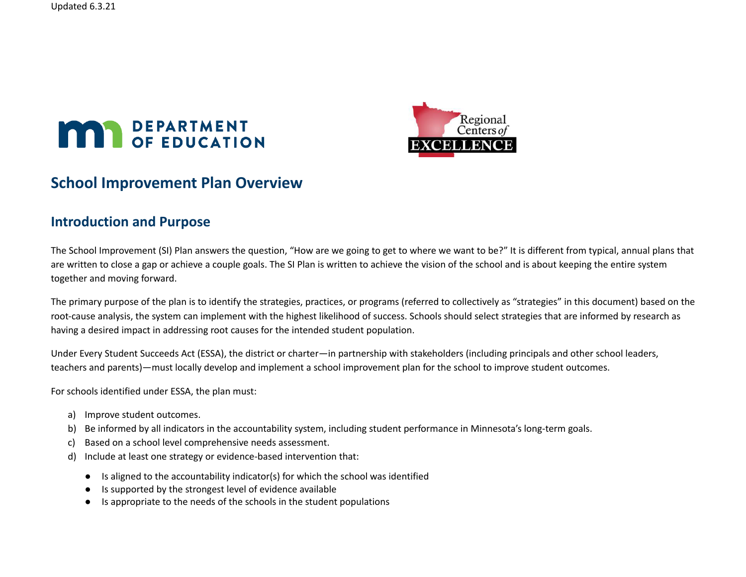Updated 6.3.21

# School Improvement Plan Overview

## Introduction and Purpose

The School Improvement (SI) Plan answers the question, "How are we going to get to where we want to be?" It is different from typical, annual plans that are written to close a gap or achieve a couple goals. The SI Plan is written to achieve the vision of the school and is about keeping the entire system together and moving forward.

The primary purpose of the plan is to identify the strategies, practices, or programs (referred to collectively as "strategies" in this document) based on the root-cause analysis, the system can implement with the highest likelihood of success. Schools should select strategies that are informed by research as having a desired impact in addressing root causes for the intended student population.

Under Every Student Succeeds Act (ESSA), the district or charter—in partnership with stakeholders (including principals and other school leaders, teachers and parents)—must locally develop and implement a school improvement plan for the school to improve student outcomes.

For schools identified under ESSA, the plan must:

a) Improve student outcomes.
b) Be informed by all indicators in the accountability system, including student performance in Minnesota's long-term goals.
c) Based on a school level comprehensive needs assessment.
d) Include at least one strategy or evidence-based intervention that:
   - Is aligned to the accountability indicator(s) for which the school was identified
   - Is supported by the strongest level of evidence available
   - Is appropriate to the needs of the schools in the student populations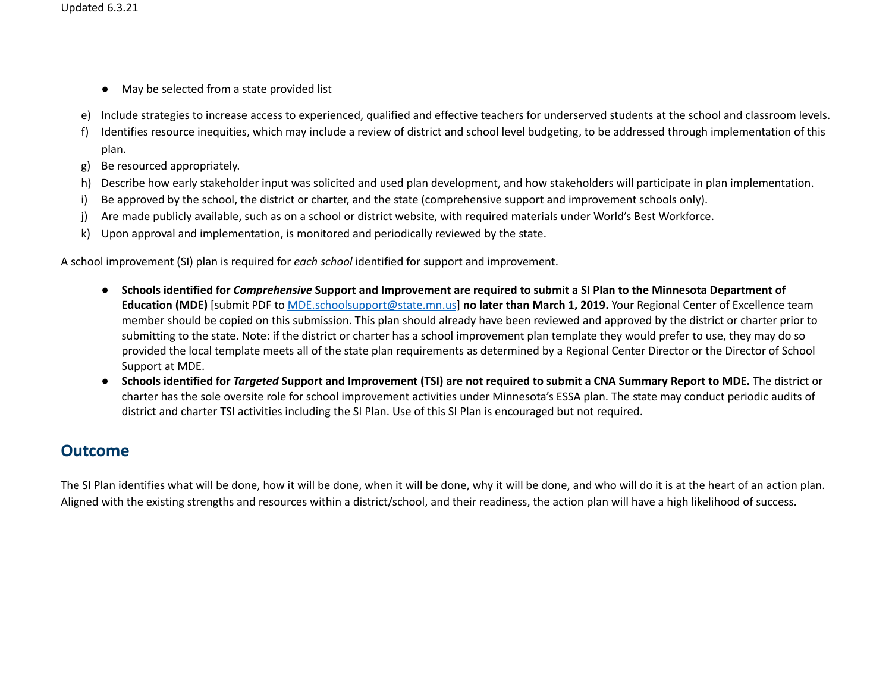- May be selected from a state provided list

e) Include strategies to increase access to experienced, qualified and effective teachers for underserved students at the school and classroom levels.
f) Identifies resource inequities, which may include a review of district and school level budgeting, to be addressed through implementation of this plan.
g) Be resourced appropriately.
h) Describe how early stakeholder input was solicited and used plan development, and how stakeholders will participate in plan implementation.
i) Be approved by the school, the district or charter, and the state (comprehensive support and improvement schools only).
j) Are made publicly available, such as on a school or district website, with required materials under World's Best Workforce.
k) Upon approval and implementation, is monitored and periodically reviewed by the state.

A school improvement (SI) plan is required for *each school* identified for support and improvement.

- **Schools identified for *Comprehensive* Support and Improvement are required to submit a SI Plan to the Minnesota Department of Education (MDE)** [submit PDF to MDE.schoolsupport@state.mn.us] **no later than March 1, 2019.** Your Regional Center of Excellence team member should be copied on this submission. This plan should already have been reviewed and approved by the district or charter prior to submitting to the state. Note: if the district or charter has a school improvement plan template they would prefer to use, they may do so provided the local template meets all of the state plan requirements as determined by a Regional Center Director or the Director of School Support at MDE.
- **Schools identified for *Targeted* Support and Improvement (TSI) are not required to submit a CNA Summary Report to MDE.** The district or charter has the sole oversite role for school improvement activities under Minnesota's ESSA plan. The state may conduct periodic audits of district and charter TSI activities including the SI Plan. Use of this SI Plan is encouraged but not required.

## Outcome

The SI Plan identifies what will be done, how it will be done, when it will be done, why it will be done, and who will do it is at the heart of an action plan. Aligned with the existing strengths and resources within a district/school, and their readiness, the action plan will have a high likelihood of success.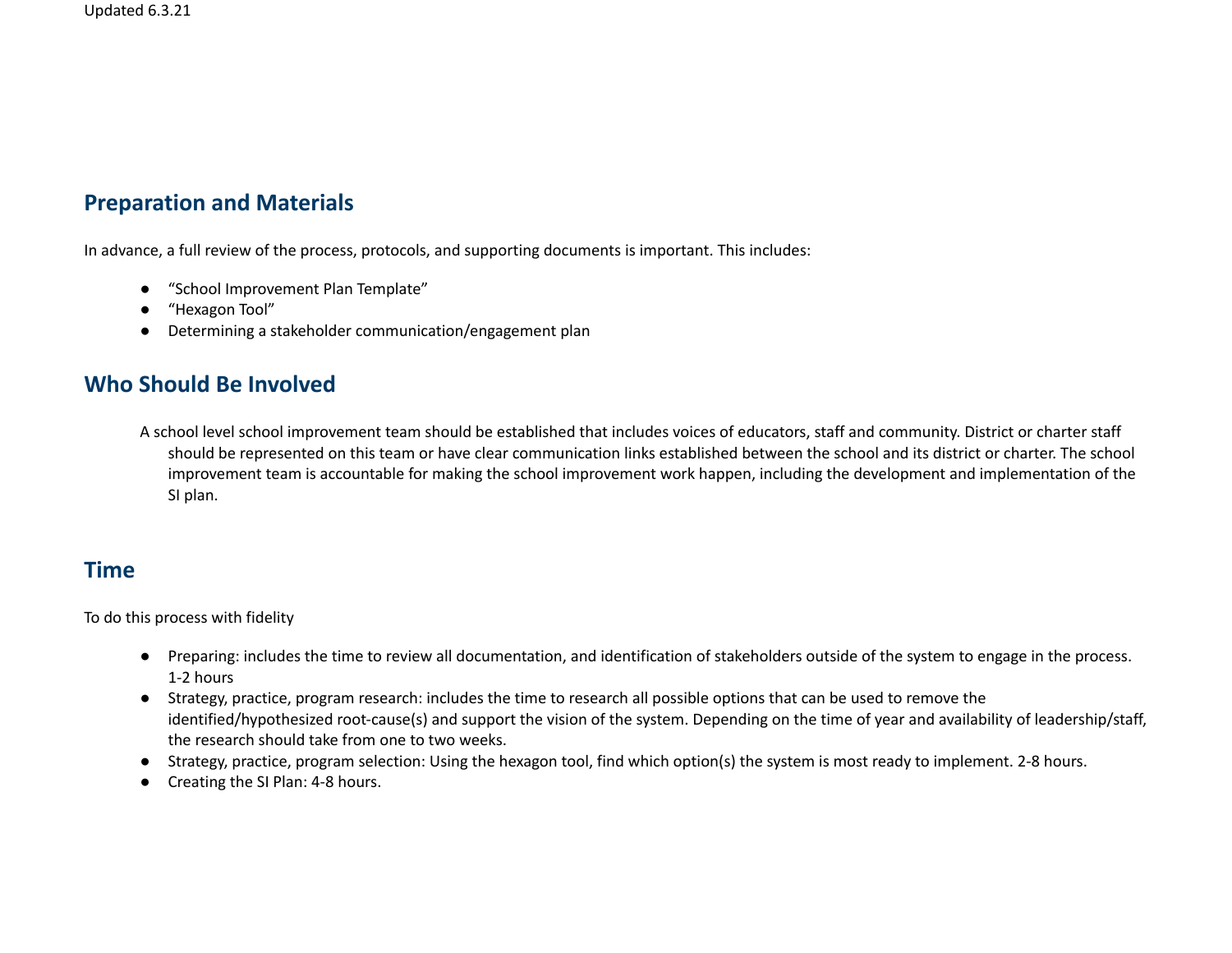Updated 6.3.21

## Preparation and Materials

In advance, a full review of the process, protocols, and supporting documents is important. This includes:

- "School Improvement Plan Template"
- "Hexagon Tool"
- Determining a stakeholder communication/engagement plan

## Who Should Be Involved

A school level school improvement team should be established that includes voices of educators, staff and community. District or charter staff should be represented on this team or have clear communication links established between the school and its district or charter. The school improvement team is accountable for making the school improvement work happen, including the development and implementation of the SI plan.

## Time

To do this process with fidelity

- Preparing: includes the time to review all documentation, and identification of stakeholders outside of the system to engage in the process. 1-2 hours
- Strategy, practice, program research: includes the time to research all possible options that can be used to remove the identified/hypothesized root-cause(s) and support the vision of the system. Depending on the time of year and availability of leadership/staff, the research should take from one to two weeks.
- Strategy, practice, program selection: Using the hexagon tool, find which option(s) the system is most ready to implement. 2-8 hours.
- Creating the SI Plan: 4-8 hours.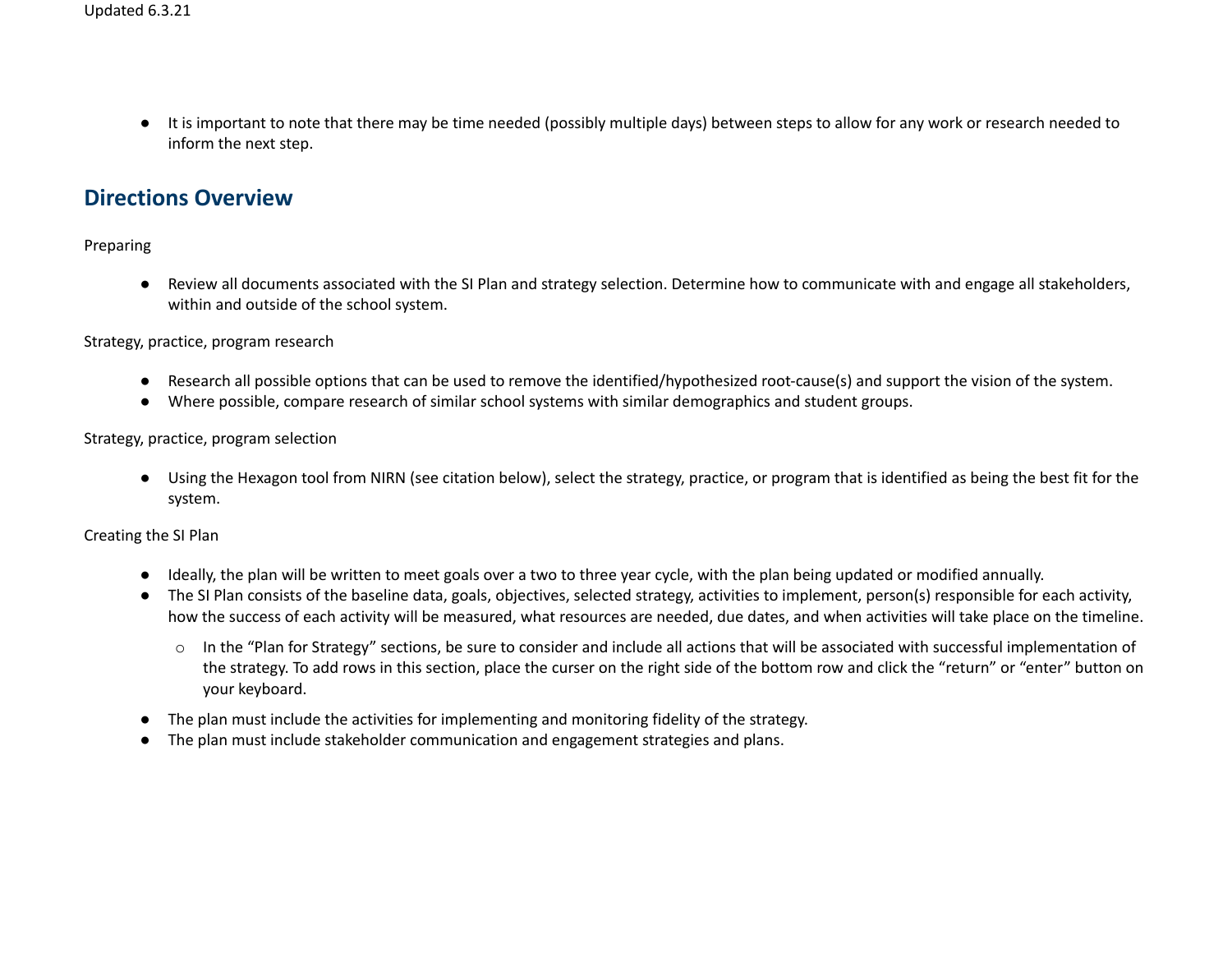- It is important to note that there may be time needed (possibly multiple days) between steps to allow for any work or research needed to inform the next step.

## Directions Overview

Preparing

- Review all documents associated with the SI Plan and strategy selection. Determine how to communicate with and engage all stakeholders, within and outside of the school system.

Strategy, practice, program research

- Research all possible options that can be used to remove the identified/hypothesized root-cause(s) and support the vision of the system.
- Where possible, compare research of similar school systems with similar demographics and student groups.

Strategy, practice, program selection

- Using the Hexagon tool from NIRN (see citation below), select the strategy, practice, or program that is identified as being the best fit for the system.

Creating the SI Plan

- Ideally, the plan will be written to meet goals over a two to three year cycle, with the plan being updated or modified annually.
- The SI Plan consists of the baseline data, goals, objectives, selected strategy, activities to implement, person(s) responsible for each activity, how the success of each activity will be measured, what resources are needed, due dates, and when activities will take place on the timeline.
    - In the "Plan for Strategy" sections, be sure to consider and include all actions that will be associated with successful implementation of the strategy. To add rows in this section, place the curser on the right side of the bottom row and click the "return" or "enter" button on your keyboard.
- The plan must include the activities for implementing and monitoring fidelity of the strategy.
- The plan must include stakeholder communication and engagement strategies and plans.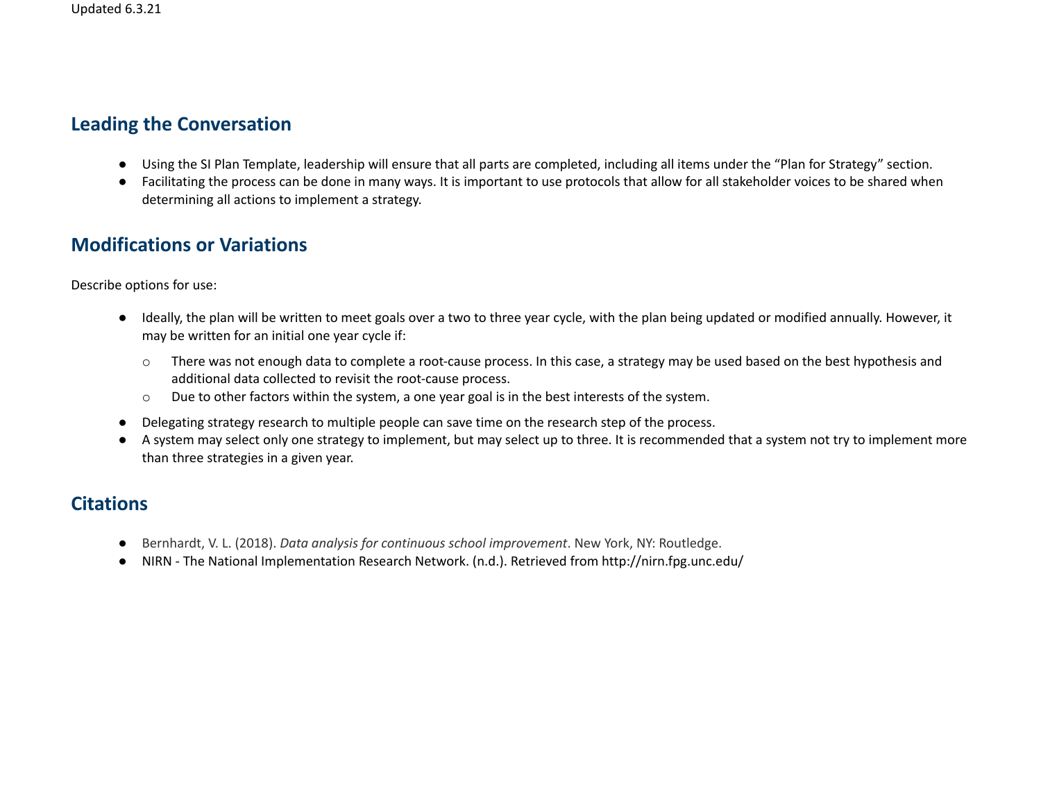## Leading the Conversation

- Using the SI Plan Template, leadership will ensure that all parts are completed, including all items under the "Plan for Strategy" section.
- Facilitating the process can be done in many ways. It is important to use protocols that allow for all stakeholder voices to be shared when determining all actions to implement a strategy.

## Modifications or Variations

Describe options for use:

- Ideally, the plan will be written to meet goals over a two to three year cycle, with the plan being updated or modified annually. However, it may be written for an initial one year cycle if:
  - There was not enough data to complete a root-cause process. In this case, a strategy may be used based on the best hypothesis and additional data collected to revisit the root-cause process.
  - Due to other factors within the system, a one year goal is in the best interests of the system.
- Delegating strategy research to multiple people can save time on the research step of the process.
- A system may select only one strategy to implement, but may select up to three. It is recommended that a system not try to implement more than three strategies in a given year.

## Citations

- Bernhardt, V. L. (2018). *Data analysis for continuous school improvement*. New York, NY: Routledge.
- NIRN - The National Implementation Research Network. (n.d.). Retrieved from http://nirn.fpg.unc.edu/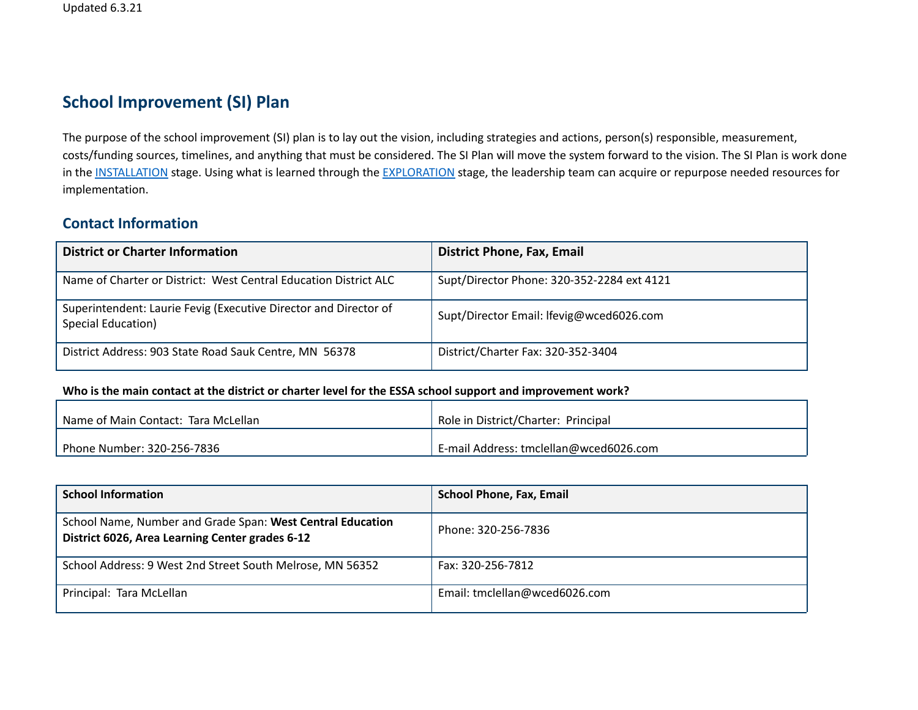Updated 6.3.21

## School Improvement (SI) Plan

The purpose of the school improvement (SI) plan is to lay out the vision, including strategies and actions, person(s) responsible, measurement, costs/funding sources, timelines, and anything that must be considered. The SI Plan will move the system forward to the vision. The SI Plan is work done in the INSTALLATION stage. Using what is learned through the EXPLORATION stage, the leadership team can acquire or repurpose needed resources for implementation.

### Contact Information

| District or Charter Information | District Phone, Fax, Email |
|---|---|
| Name of Charter or District: West Central Education District ALC | Supt/Director Phone: 320-352-2284 ext 4121 |
| Superintendent: Laurie Fevig (Executive Director and Director of Special Education) | Supt/Director Email: lfevig@wced6026.com |
| District Address: 903 State Road Sauk Centre, MN 56378 | District/Charter Fax: 320-352-3404 |

**Who is the main contact at the district or charter level for the ESSA school support and improvement work?**

| | |
|---|---|
| Name of Main Contact: Tara McLellan | Role in District/Charter: Principal |
| Phone Number: 320-256-7836 | E-mail Address: tmclellan@wced6026.com |

| School Information | School Phone, Fax, Email |
|---|---|
| School Name, Number and Grade Span: **West Central Education District 6026, Area Learning Center grades 6-12** | Phone: 320-256-7836 |
| School Address: 9 West 2nd Street South Melrose, MN 56352 | Fax: 320-256-7812 |
| Principal: Tara McLellan | Email: tmclellan@wced6026.com |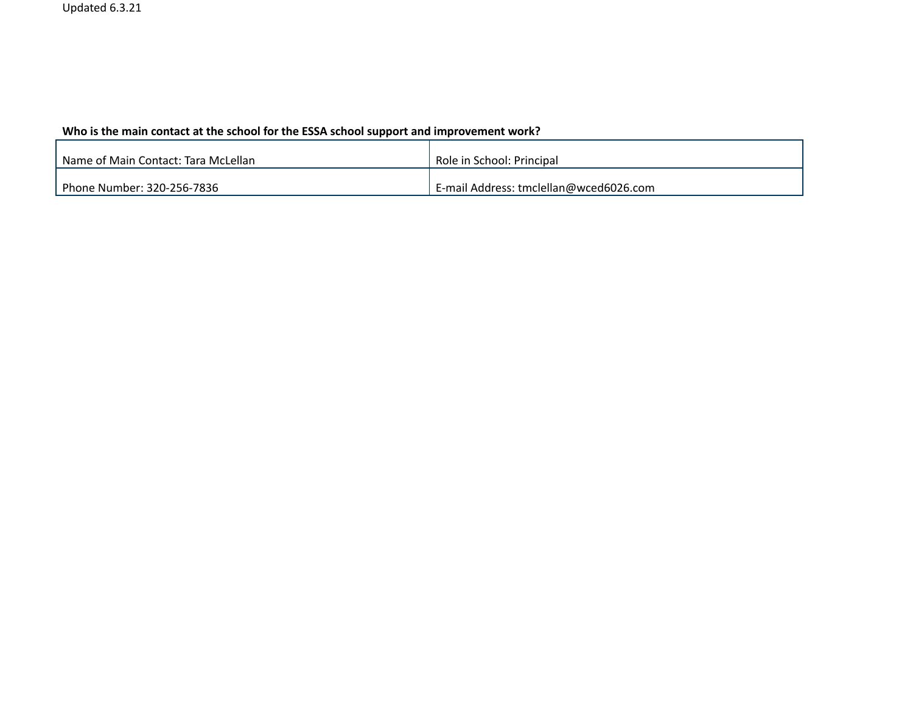**Who is the main contact at the school for the ESSA school support and improvement work?**

| Name of Main Contact: Tara McLellan | Role in School: Principal |
|---|---|
| Phone Number: 320-256-7836 | E-mail Address: tmclellan@wced6026.com |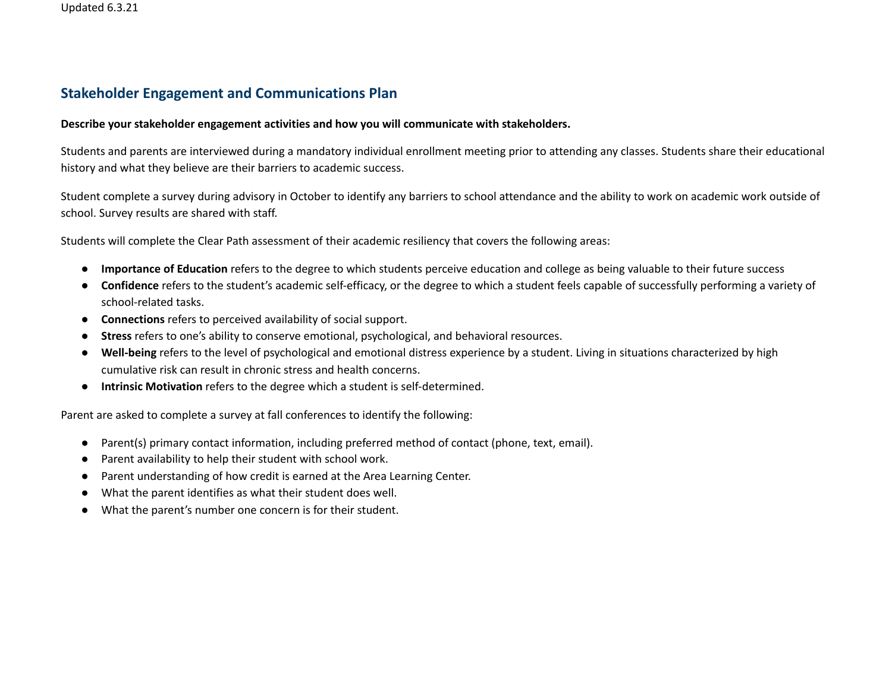## Stakeholder Engagement and Communications Plan

**Describe your stakeholder engagement activities and how you will communicate with stakeholders.**

Students and parents are interviewed during a mandatory individual enrollment meeting prior to attending any classes. Students share their educational history and what they believe are their barriers to academic success.

Student complete a survey during advisory in October to identify any barriers to school attendance and the ability to work on academic work outside of school. Survey results are shared with staff.

Students will complete the Clear Path assessment of their academic resiliency that covers the following areas:

- **Importance of Education** refers to the degree to which students perceive education and college as being valuable to their future success
- **Confidence** refers to the student's academic self-efficacy, or the degree to which a student feels capable of successfully performing a variety of school-related tasks.
- **Connections** refers to perceived availability of social support.
- **Stress** refers to one's ability to conserve emotional, psychological, and behavioral resources.
- **Well-being** refers to the level of psychological and emotional distress experience by a student. Living in situations characterized by high cumulative risk can result in chronic stress and health concerns.
- **Intrinsic Motivation** refers to the degree which a student is self-determined.

Parent are asked to complete a survey at fall conferences to identify the following:

- Parent(s) primary contact information, including preferred method of contact (phone, text, email).
- Parent availability to help their student with school work.
- Parent understanding of how credit is earned at the Area Learning Center.
- What the parent identifies as what their student does well.
- What the parent's number one concern is for their student.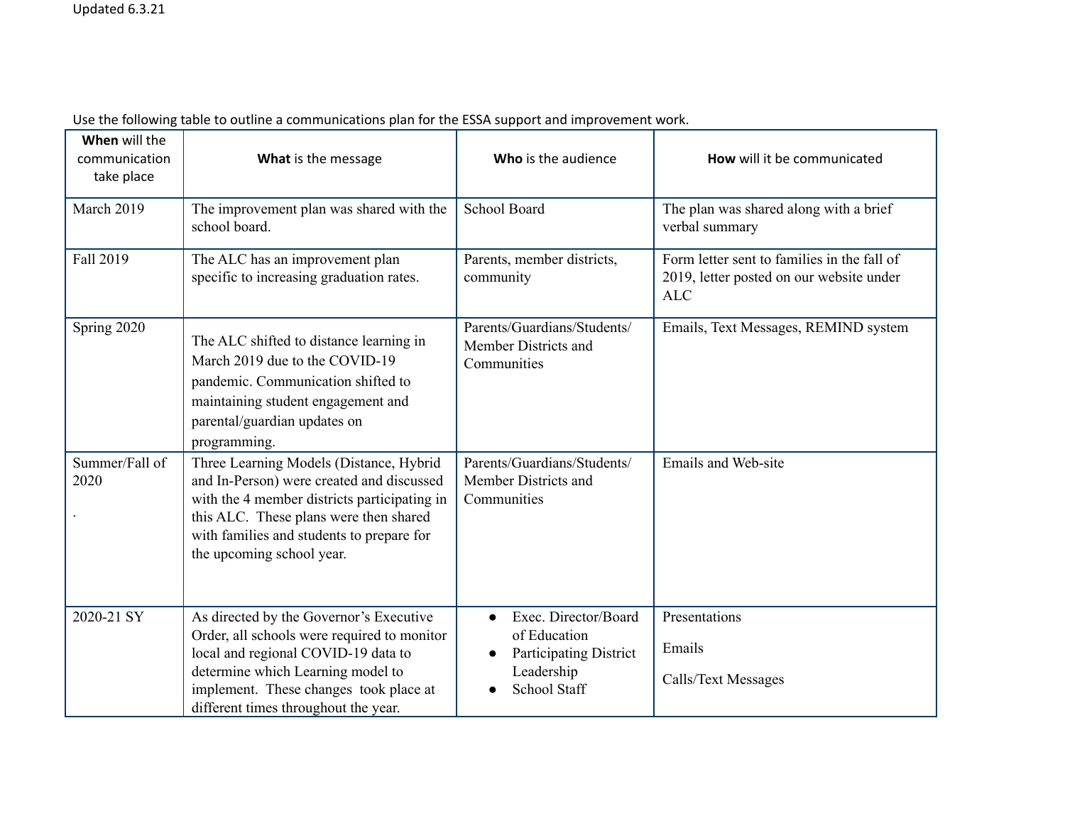Updated 6.3.21

Use the following table to outline a communications plan for the ESSA support and improvement work.

| **When** will the communication take place | **What** is the message | **Who** is the audience | **How** will it be communicated |
|---|---|---|---|
| March 2019 | The improvement plan was shared with the school board. | School Board | The plan was shared along with a brief verbal summary |
| Fall 2019 | The ALC has an improvement plan specific to increasing graduation rates. | Parents, member districts, community | Form letter sent to families in the fall of 2019, letter posted on our website under ALC |
| Spring 2020 | The ALC shifted to distance learning in March 2019 due to the COVID-19 pandemic. Communication shifted to maintaining student engagement and parental/guardian updates on programming. | Parents/Guardians/Students/ Member Districts and Communities | Emails, Text Messages, REMIND system |
| Summer/Fall of 2020<br><br>. | Three Learning Models (Distance, Hybrid and In-Person) were created and discussed with the 4 member districts participating in this ALC. These plans were then shared with families and students to prepare for the upcoming school year. | Parents/Guardians/Students/ Member Districts and Communities | Emails and Web-site |
| 2020-21 SY | As directed by the Governor's Executive Order, all schools were required to monitor local and regional COVID-19 data to determine which Learning model to implement. These changes took place at different times throughout the year. | • Exec. Director/Board of Education<br>• Participating District Leadership<br>• School Staff | Presentations<br><br>Emails<br><br>Calls/Text Messages |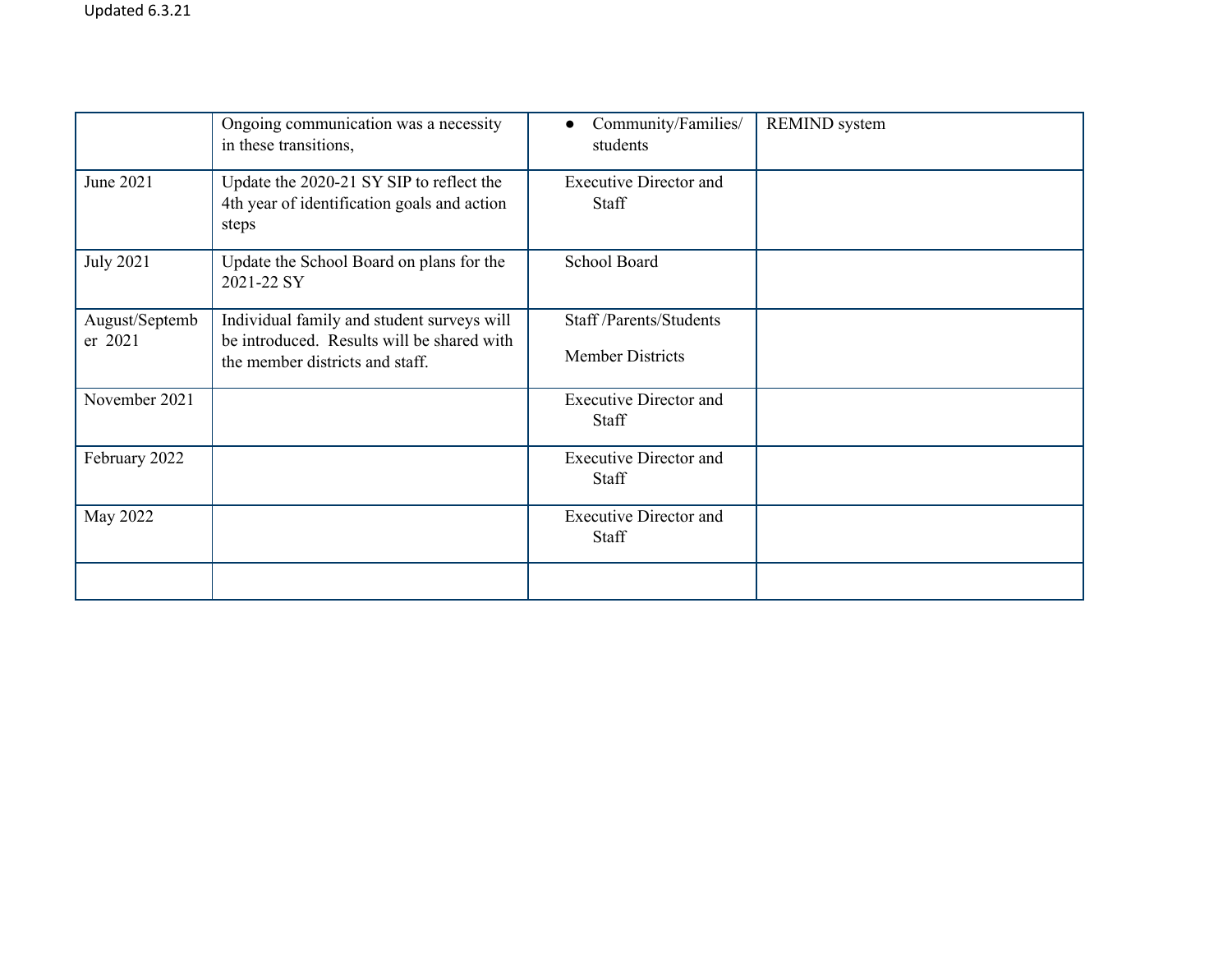Updated 6.3.21

| | | | |
|---|---|---|---|
| | Ongoing communication was a necessity in these transitions, | • Community/Families/ students | REMIND system |
| June 2021 | Update the 2020-21 SY SIP to reflect the 4th year of identification goals and action steps | Executive Director and Staff | |
| July 2021 | Update the School Board on plans for the 2021-22 SY | School Board | |
| August/September 2021 | Individual family and student surveys will be introduced. Results will be shared with the member districts and staff. | Staff /Parents/Students<br><br>Member Districts | |
| November 2021 | | Executive Director and Staff | |
| February 2022 | | Executive Director and Staff | |
| May 2022 | | Executive Director and Staff | |
| | | | |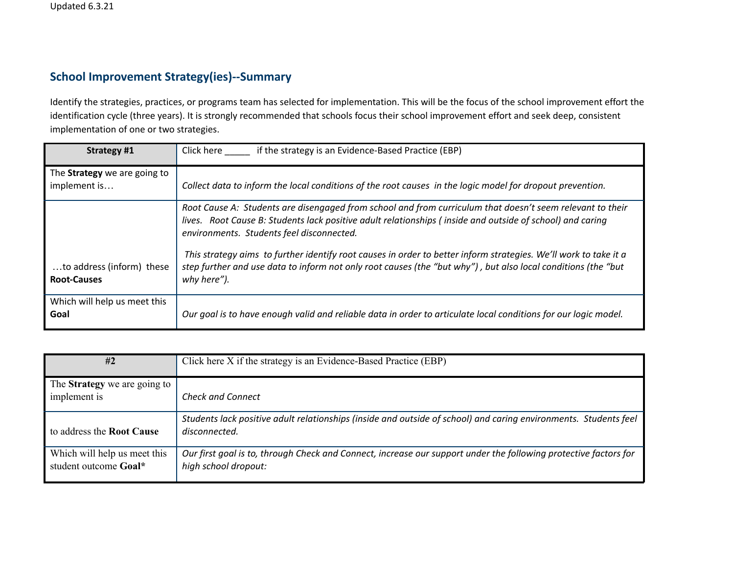Updated 6.3.21

## School Improvement Strategy(ies)--Summary

Identify the strategies, practices, or programs team has selected for implementation. This will be the focus of the school improvement effort the identification cycle (three years). It is strongly recommended that schools focus their school improvement effort and seek deep, consistent implementation of one or two strategies.

| **Strategy #1** | Click here _____ if the strategy is an Evidence-Based Practice (EBP) |
|---|---|
| The **Strategy** we are going to implement is… | *Collect data to inform the local conditions of the root causes in the logic model for dropout prevention.* |
| …to address (inform) these **Root-Causes** | *Root Cause A: Students are disengaged from school and from curriculum that doesn't seem relevant to their lives. Root Cause B: Students lack positive adult relationships ( inside and outside of school) and caring environments. Students feel disconnected.*<br><br>*This strategy aims to further identify root causes in order to better inform strategies. We'll work to take it a step further and use data to inform not only root causes (the "but why") , but also local conditions (the "but why here").* |
| Which will help us meet this **Goal** | *Our goal is to have enough valid and reliable data in order to articulate local conditions for our logic model.* |

| **#2** | Click here X if the strategy is an Evidence-Based Practice (EBP) |
|---|---|
| The **Strategy** we are going to implement is | *Check and Connect* |
| to address the **Root Cause** | *Students lack positive adult relationships (inside and outside of school) and caring environments. Students feel disconnected.* |
| Which will help us meet this student outcome **Goal*** | *Our first goal is to, through Check and Connect, increase our support under the following protective factors for high school dropout:* |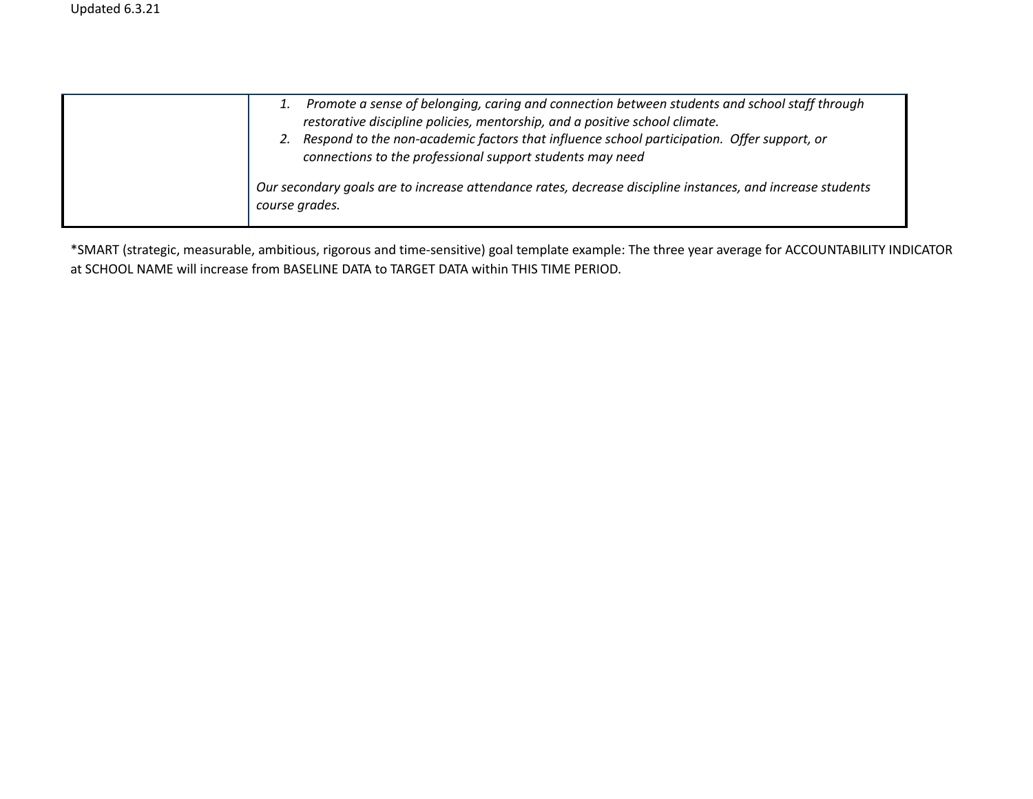| | |
|---|---|
| | 1. *Promote a sense of belonging, caring and connection between students and school staff through restorative discipline policies, mentorship, and a positive school climate.*<br>2. *Respond to the non-academic factors that influence school participation. Offer support, or connections to the professional support students may need*<br><br>*Our secondary goals are to increase attendance rates, decrease discipline instances, and increase students course grades.* |

*SMART (strategic, measurable, ambitious, rigorous and time-sensitive) goal template example: The three year average for ACCOUNTABILITY INDICATOR at SCHOOL NAME will increase from BASELINE DATA to TARGET DATA within THIS TIME PERIOD.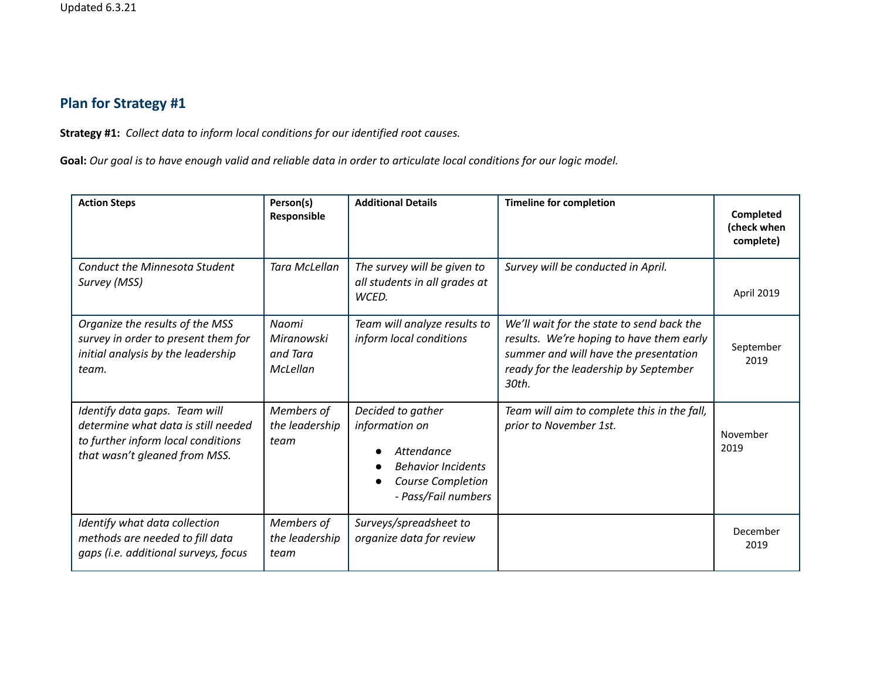Updated 6.3.21

## Plan for Strategy #1

**Strategy #1:** *Collect data to inform local conditions for our identified root causes.*

**Goal:** *Our goal is to have enough valid and reliable data in order to articulate local conditions for our logic model.*

| Action Steps | Person(s) Responsible | Additional Details | Timeline for completion | Completed (check when complete) |
|---|---|---|---|---|
| *Conduct the Minnesota Student Survey (MSS)* | *Tara McLellan* | *The survey will be given to all students in all grades at WCED.* | *Survey will be conducted in April.* | April 2019 |
| *Organize the results of the MSS survey in order to present them for initial analysis by the leadership team.* | *Naomi Miranowski and Tara McLellan* | *Team will analyze results to inform local conditions* | *We'll wait for the state to send back the results. We're hoping to have them early summer and will have the presentation ready for the leadership by September 30th.* | September 2019 |
| *Identify data gaps. Team will determine what data is still needed to further inform local conditions that wasn't gleaned from MSS.* | *Members of the leadership team* | *Decided to gather information on* <br>● *Attendance* <br>● *Behavior Incidents* <br>● *Course Completion - Pass/Fail numbers* | *Team will aim to complete this in the fall, prior to November 1st.* | November 2019 |
| *Identify what data collection methods are needed to fill data gaps (i.e. additional surveys, focus* | *Members of the leadership team* | *Surveys/spreadsheet to organize data for review* | | December 2019 |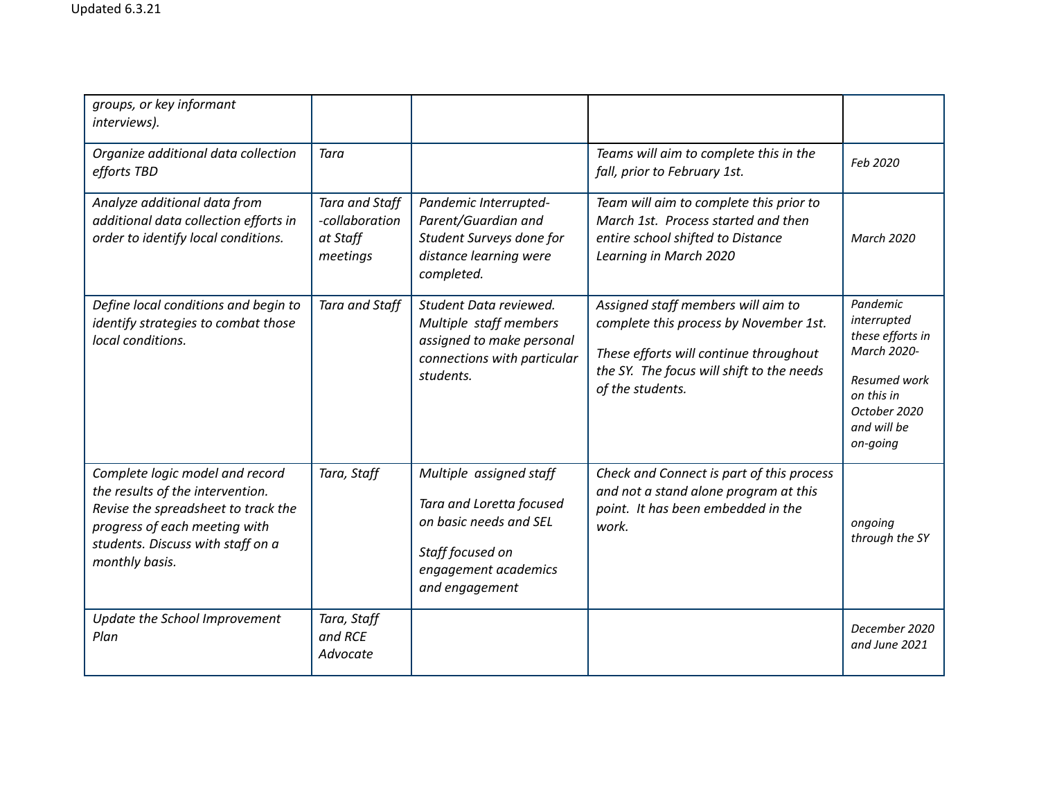| | | | | |
|---|---|---|---|---|
| *groups, or key informant interviews).* | | | | |
| *Organize additional data collection efforts TBD* | *Tara* | | *Teams will aim to complete this in the fall, prior to February 1st.* | *Feb 2020* |
| *Analyze additional data from additional data collection efforts in order to identify local conditions.* | *Tara and Staff -collaboration at Staff meetings* | *Pandemic Interrupted- Parent/Guardian and Student Surveys done for distance learning were completed.* | *Team will aim to complete this prior to March 1st. Process started and then entire school shifted to Distance Learning in March 2020* | *March 2020* |
| *Define local conditions and begin to identify strategies to combat those local conditions.* | *Tara and Staff* | *Student Data reviewed. Multiple staff members assigned to make personal connections with particular students.* | *Assigned staff members will aim to complete this process by November 1st.*<br><br>*These efforts will continue throughout the SY. The focus will shift to the needs of the students.* | *Pandemic interrupted these efforts in March 2020-*<br><br>*Resumed work on this in October 2020 and will be on-going* |
| *Complete logic model and record the results of the intervention. Revise the spreadsheet to track the progress of each meeting with students. Discuss with staff on a monthly basis.* | *Tara, Staff* | *Multiple assigned staff*<br><br>*Tara and Loretta focused on basic needs and SEL*<br><br>*Staff focused on engagement academics and engagement* | *Check and Connect is part of this process and not a stand alone program at this point. It has been embedded in the work.* | *ongoing through the SY* |
| *Update the School Improvement Plan* | *Tara, Staff and RCE Advocate* | | | *December 2020 and June 2021* |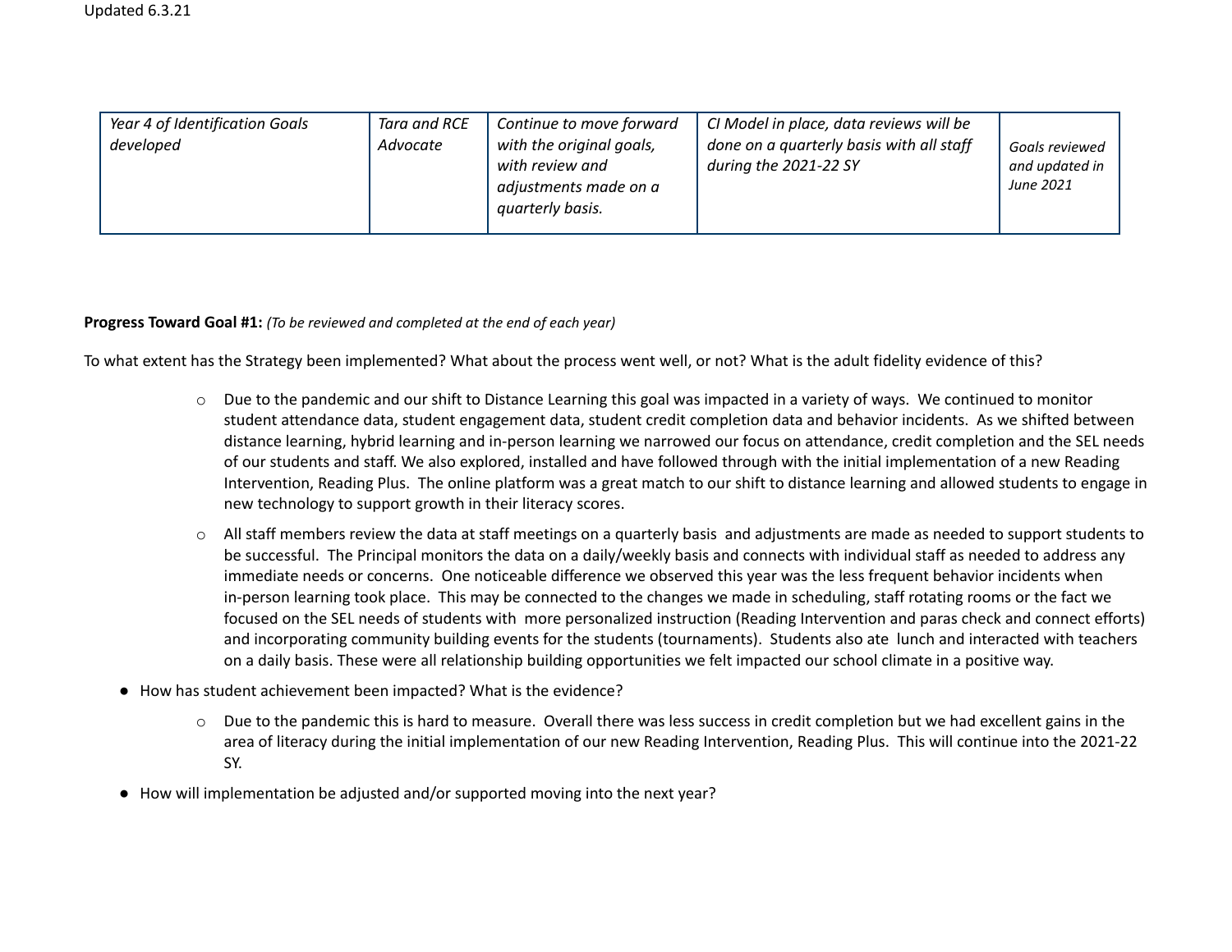| *Year 4 of Identification Goals developed* | *Tara and RCE Advocate* | *Continue to move forward with the original goals, with review and adjustments made on a quarterly basis.* | *CI Model in place, data reviews will be done on a quarterly basis with all staff during the 2021-22 SY* | *Goals reviewed and updated in June 2021* |
|---|---|---|---|---|

**Progress Toward Goal #1:** *(To be reviewed and completed at the end of each year)*

To what extent has the Strategy been implemented? What about the process went well, or not? What is the adult fidelity evidence of this?

- Due to the pandemic and our shift to Distance Learning this goal was impacted in a variety of ways. We continued to monitor student attendance data, student engagement data, student credit completion data and behavior incidents. As we shifted between distance learning, hybrid learning and in-person learning we narrowed our focus on attendance, credit completion and the SEL needs of our students and staff. We also explored, installed and have followed through with the initial implementation of a new Reading Intervention, Reading Plus. The online platform was a great match to our shift to distance learning and allowed students to engage in new technology to support growth in their literacy scores.
- All staff members review the data at staff meetings on a quarterly basis and adjustments are made as needed to support students to be successful. The Principal monitors the data on a daily/weekly basis and connects with individual staff as needed to address any immediate needs or concerns. One noticeable difference we observed this year was the less frequent behavior incidents when in-person learning took place. This may be connected to the changes we made in scheduling, staff rotating rooms or the fact we focused on the SEL needs of students with more personalized instruction (Reading Intervention and paras check and connect efforts) and incorporating community building events for the students (tournaments). Students also ate lunch and interacted with teachers on a daily basis. These were all relationship building opportunities we felt impacted our school climate in a positive way.

- How has student achievement been impacted? What is the evidence?
  - Due to the pandemic this is hard to measure. Overall there was less success in credit completion but we had excellent gains in the area of literacy during the initial implementation of our new Reading Intervention, Reading Plus. This will continue into the 2021-22 SY.
- How will implementation be adjusted and/or supported moving into the next year?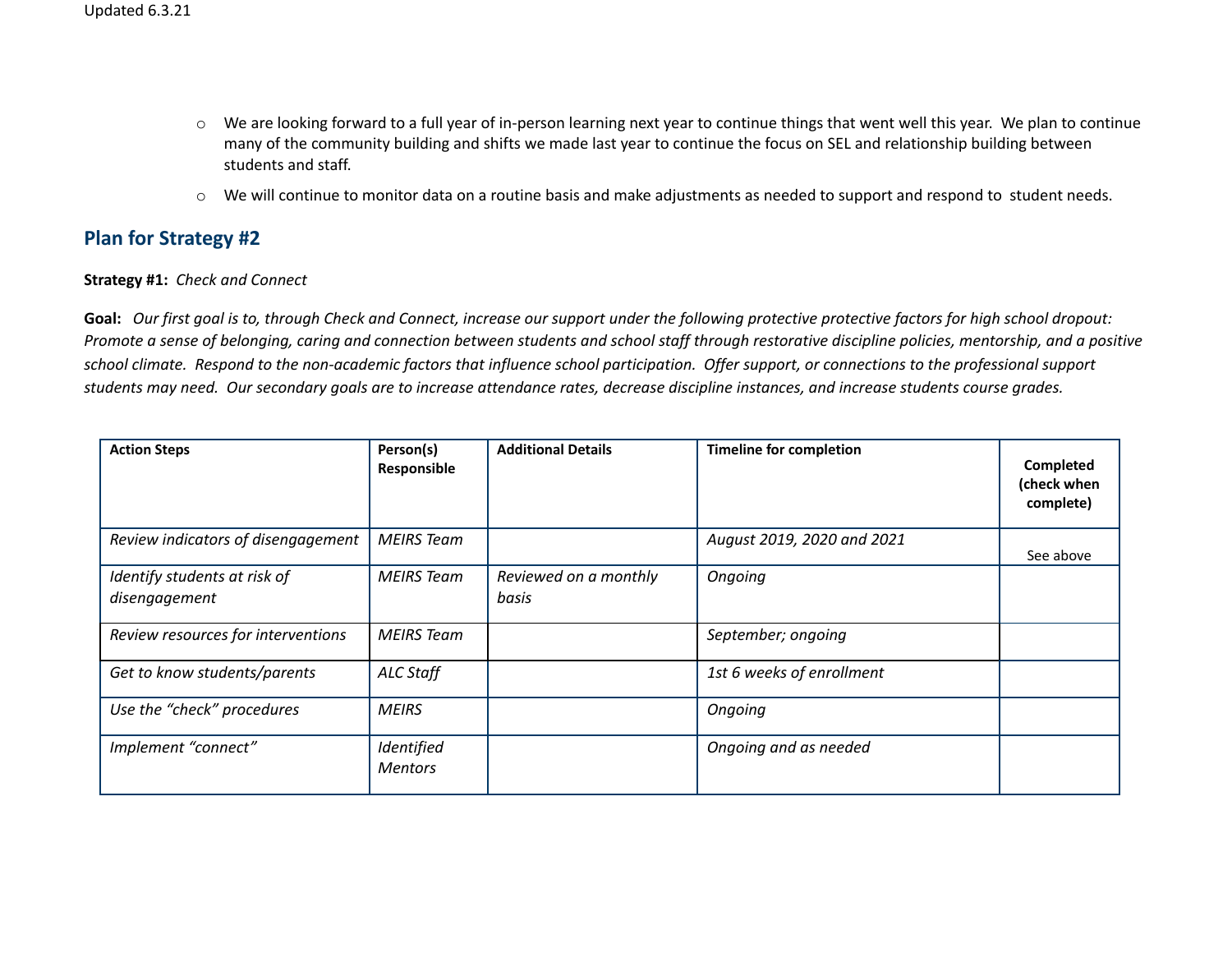- We are looking forward to a full year of in-person learning next year to continue things that went well this year. We plan to continue many of the community building and shifts we made last year to continue the focus on SEL and relationship building between students and staff.
- We will continue to monitor data on a routine basis and make adjustments as needed to support and respond to student needs.

## Plan for Strategy #2

**Strategy #1:** *Check and Connect*

**Goal:** *Our first goal is to, through Check and Connect, increase our support under the following protective protective factors for high school dropout: Promote a sense of belonging, caring and connection between students and school staff through restorative discipline policies, mentorship, and a positive school climate. Respond to the non-academic factors that influence school participation. Offer support, or connections to the professional support students may need. Our secondary goals are to increase attendance rates, decrease discipline instances, and increase students course grades.*

| Action Steps | Person(s) Responsible | Additional Details | Timeline for completion | Completed (check when complete) |
|---|---|---|---|---|
| *Review indicators of disengagement* | *MEIRS Team* | | *August 2019, 2020 and 2021* | See above |
| *Identify students at risk of disengagement* | *MEIRS Team* | *Reviewed on a monthly basis* | *Ongoing* | |
| *Review resources for interventions* | *MEIRS Team* | | *September; ongoing* | |
| *Get to know students/parents* | *ALC Staff* | | *1st 6 weeks of enrollment* | |
| *Use the "check" procedures* | *MEIRS* | | *Ongoing* | |
| *Implement "connect"* | *Identified Mentors* | | *Ongoing and as needed* | |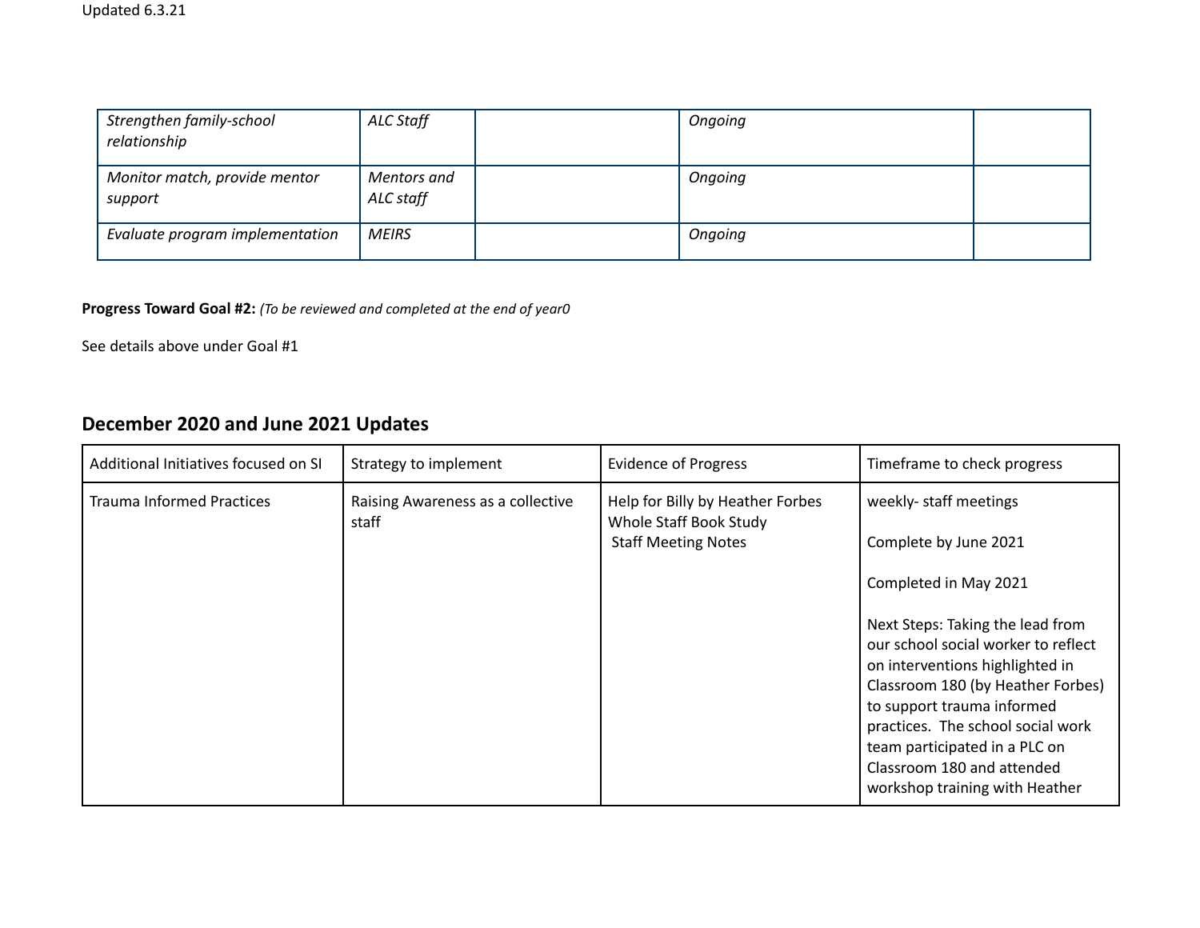Updated 6.3.21

| | | | | |
|---|---|---|---|---|
| *Strengthen family-school relationship* | *ALC Staff* | | *Ongoing* | |
| *Monitor match, provide mentor support* | *Mentors and ALC staff* | | *Ongoing* | |
| *Evaluate program implementation* | *MEIRS* | | *Ongoing* | |

**Progress Toward Goal #2:** *(To be reviewed and completed at the end of year0*

See details above under Goal #1

## December 2020 and June 2021 Updates

| Additional Initiatives focused on SI | Strategy to implement | Evidence of Progress | Timeframe to check progress |
|---|---|---|---|
| Trauma Informed Practices | Raising Awareness as a collective staff | Help for Billy by Heather Forbes<br>Whole Staff Book Study<br>Staff Meeting Notes | weekly- staff meetings<br><br>Complete by June 2021<br><br>Completed in May 2021<br><br>Next Steps: Taking the lead from our school social worker to reflect on interventions highlighted in Classroom 180 (by Heather Forbes) to support trauma informed practices. The school social work team participated in a PLC on Classroom 180 and attended workshop training with Heather |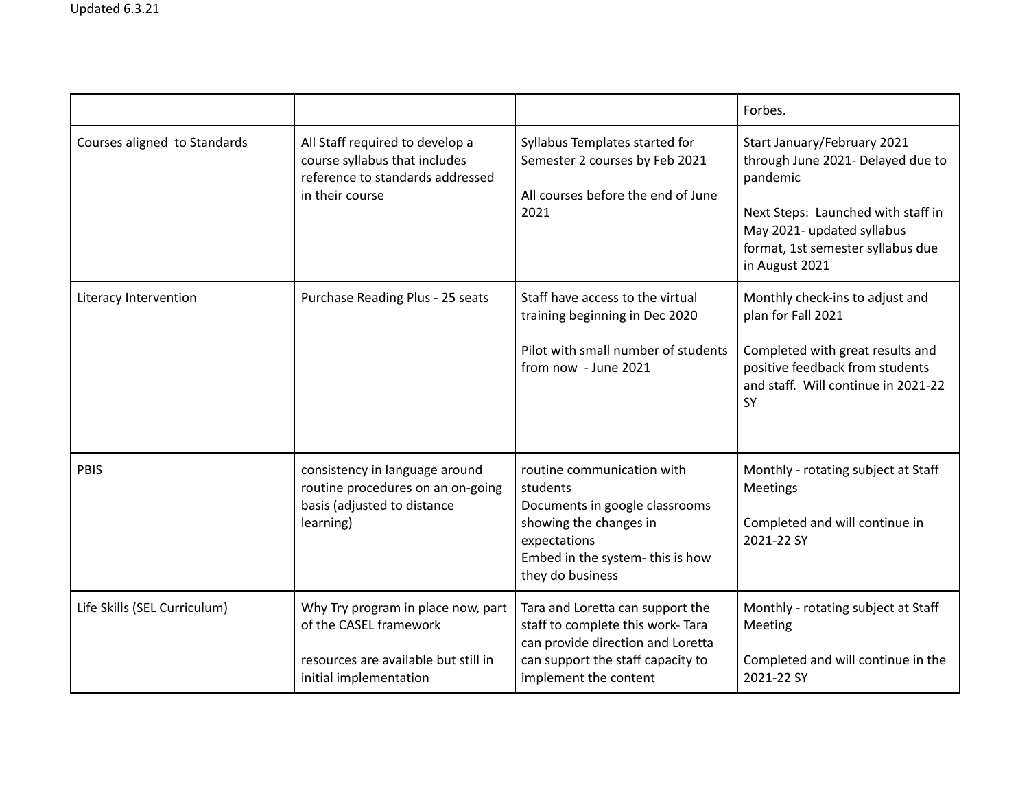Updated 6.3.21

| | | | |
|---|---|---|---|
| | | | Forbes. |
| Courses aligned to Standards | All Staff required to develop a course syllabus that includes reference to standards addressed in their course | Syllabus Templates started for Semester 2 courses by Feb 2021<br><br>All courses before the end of June 2021 | Start January/February 2021 through June 2021- Delayed due to pandemic<br><br>Next Steps: Launched with staff in May 2021- updated syllabus format, 1st semester syllabus due in August 2021 |
| Literacy Intervention | Purchase Reading Plus - 25 seats | Staff have access to the virtual training beginning in Dec 2020<br><br>Pilot with small number of students from now - June 2021 | Monthly check-ins to adjust and plan for Fall 2021<br><br>Completed with great results and positive feedback from students and staff. Will continue in 2021-22 SY |
| PBIS | consistency in language around routine procedures on an on-going basis (adjusted to distance learning) | routine communication with students<br>Documents in google classrooms showing the changes in expectations<br>Embed in the system- this is how they do business | Monthly - rotating subject at Staff Meetings<br><br>Completed and will continue in 2021-22 SY |
| Life Skills (SEL Curriculum) | Why Try program in place now, part of the CASEL framework<br><br>resources are available but still in initial implementation | Tara and Loretta can support the staff to complete this work- Tara can provide direction and Loretta can support the staff capacity to implement the content | Monthly - rotating subject at Staff Meeting<br><br>Completed and will continue in the 2021-22 SY |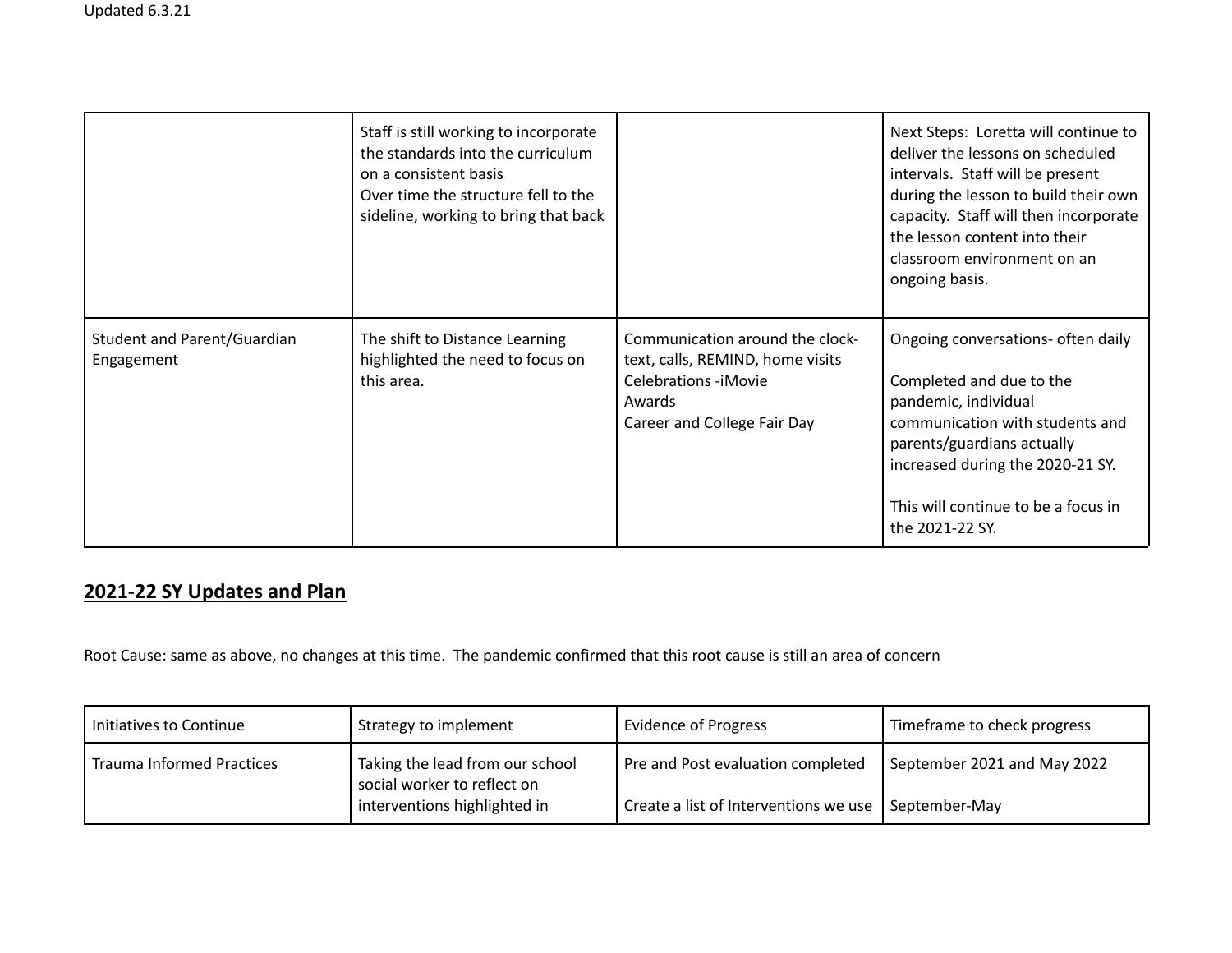| | | | |
|---|---|---|---|
| | Staff is still working to incorporate the standards into the curriculum on a consistent basis<br>Over time the structure fell to the sideline, working to bring that back | | Next Steps: Loretta will continue to deliver the lessons on scheduled intervals. Staff will be present during the lesson to build their own capacity. Staff will then incorporate the lesson content into their classroom environment on an ongoing basis. |
| Student and Parent/Guardian Engagement | The shift to Distance Learning highlighted the need to focus on this area. | Communication around the clock- text, calls, REMIND, home visits<br>Celebrations -iMovie<br>Awards<br>Career and College Fair Day | Ongoing conversations- often daily<br><br>Completed and due to the pandemic, individual communication with students and parents/guardians actually increased during the 2020-21 SY.<br><br>This will continue to be a focus in the 2021-22 SY. |

## 2021-22 SY Updates and Plan

Root Cause: same as above, no changes at this time. The pandemic confirmed that this root cause is still an area of concern

| Initiatives to Continue | Strategy to implement | Evidence of Progress | Timeframe to check progress |
|---|---|---|---|
| Trauma Informed Practices | Taking the lead from our school social worker to reflect on interventions highlighted in | Pre and Post evaluation completed<br><br>Create a list of Interventions we use | September 2021 and May 2022<br><br>September-May |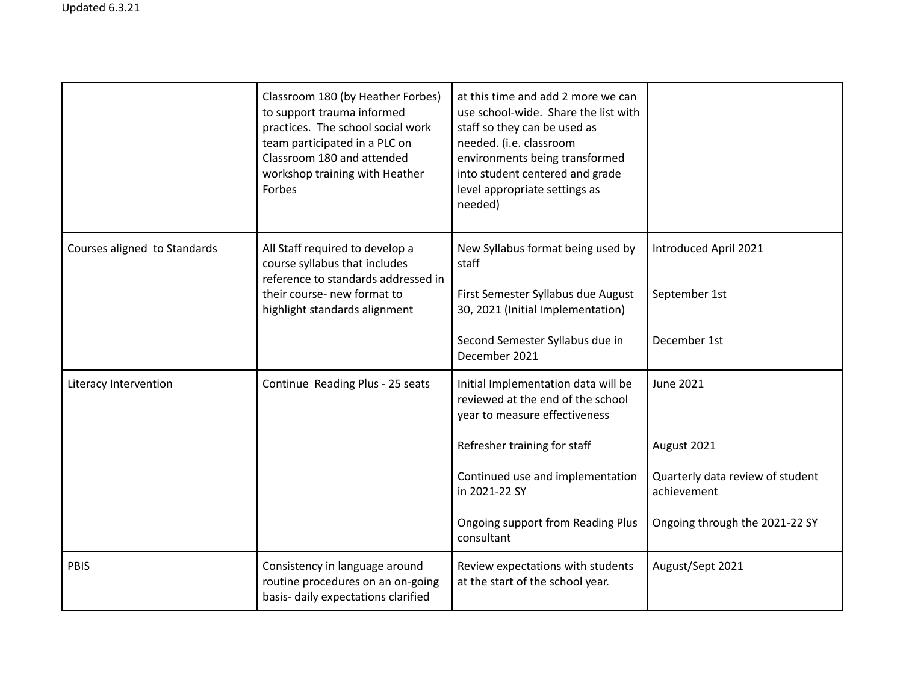| | | | |
|---|---|---|---|
| | Classroom 180 (by Heather Forbes) to support trauma informed practices. The school social work team participated in a PLC on Classroom 180 and attended workshop training with Heather Forbes | at this time and add 2 more we can use school-wide. Share the list with staff so they can be used as needed. (i.e. classroom environments being transformed into student centered and grade level appropriate settings as needed) | |
| Courses aligned to Standards | All Staff required to develop a course syllabus that includes reference to standards addressed in their course- new format to highlight standards alignment | New Syllabus format being used by staff<br><br>First Semester Syllabus due August 30, 2021 (Initial Implementation)<br><br>Second Semester Syllabus due in December 2021 | Introduced April 2021<br><br>September 1st<br><br>December 1st |
| Literacy Intervention | Continue Reading Plus - 25 seats | Initial Implementation data will be reviewed at the end of the school year to measure effectiveness<br><br>Refresher training for staff<br><br>Continued use and implementation in 2021-22 SY<br><br>Ongoing support from Reading Plus consultant | June 2021<br><br>August 2021<br><br>Quarterly data review of student achievement<br><br>Ongoing through the 2021-22 SY |
| PBIS | Consistency in language around routine procedures on an on-going basis- daily expectations clarified | Review expectations with students at the start of the school year. | August/Sept 2021 |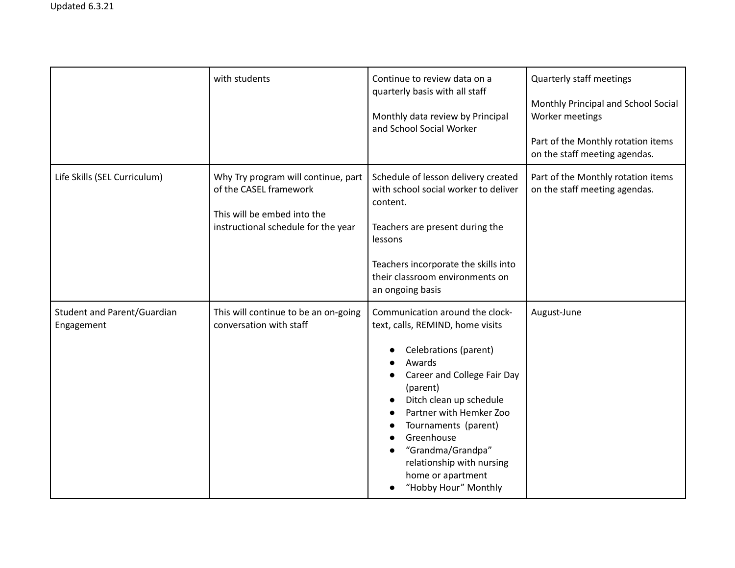|  |  |  |  |
|---|---|---|---|
|  | with students | Continue to review data on a quarterly basis with all staff<br><br>Monthly data review by Principal and School Social Worker | Quarterly staff meetings<br><br>Monthly Principal and School Social Worker meetings<br><br>Part of the Monthly rotation items on the staff meeting agendas. |
| Life Skills (SEL Curriculum) | Why Try program will continue, part of the CASEL framework<br><br>This will be embed into the instructional schedule for the year | Schedule of lesson delivery created with school social worker to deliver content.<br><br>Teachers are present during the lessons<br><br>Teachers incorporate the skills into their classroom environments on an ongoing basis | Part of the Monthly rotation items on the staff meeting agendas. |
| Student and Parent/Guardian Engagement | This will continue to be an on-going conversation with staff | Communication around the clock- text, calls, REMIND, home visits<br><br>• Celebrations (parent)<br>• Awards<br>• Career and College Fair Day (parent)<br>• Ditch clean up schedule<br>• Partner with Hemker Zoo<br>• Tournaments (parent)<br>• Greenhouse<br>• "Grandma/Grandpa" relationship with nursing home or apartment<br>• "Hobby Hour" Monthly | August-June |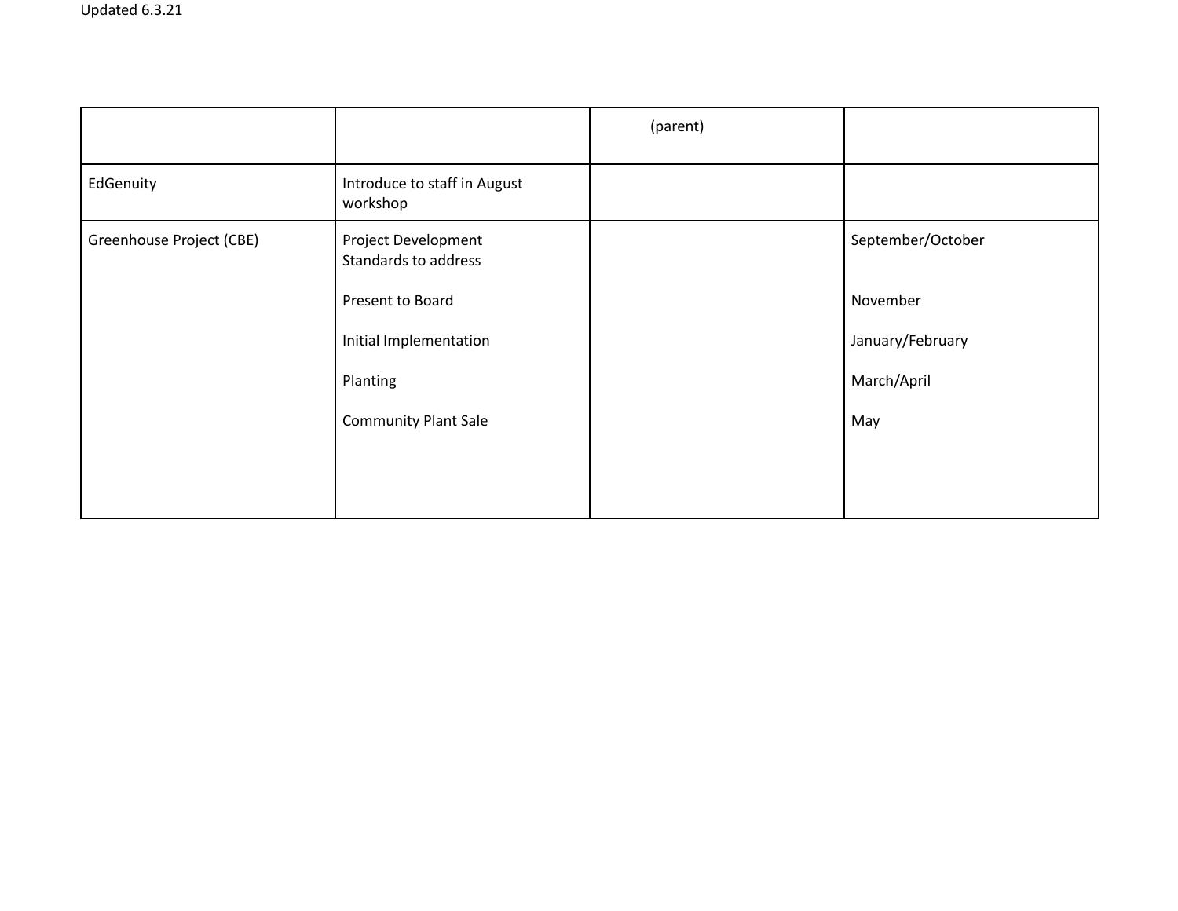Updated 6.3.21

| | | | |
|---|---|---|---|
| | | (parent) | |
| EdGenuity | Introduce to staff in August workshop | | |
| Greenhouse Project (CBE) | Project Development<br>Standards to address<br><br>Present to Board<br><br>Initial Implementation<br><br>Planting<br><br>Community Plant Sale | | September/October<br><br><br>November<br><br>January/February<br><br>March/April<br><br>May |